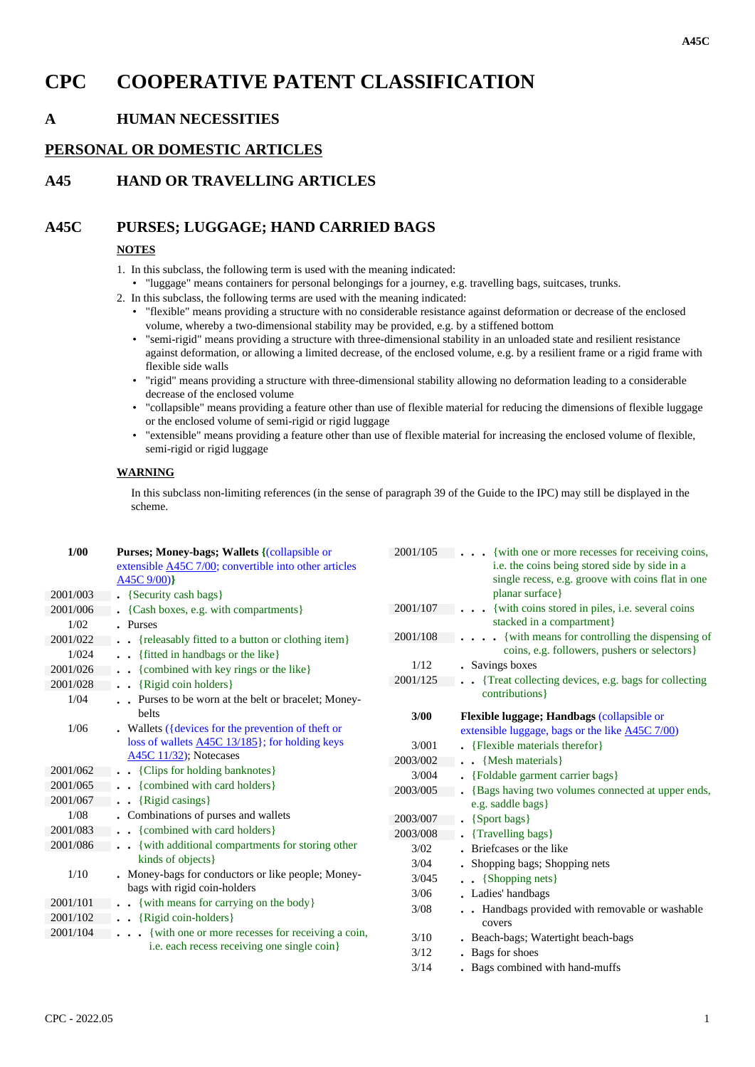# CPC COOPERATIVE PATENT CLASSIFICATION

## A HUMAN NECESSITIES

## PERSONAL OR DOMESTIC ARTICLES

## A45 HAND OR TRAVELLING ARTICLES

## A45C PURSES; LUGGAGE; HAND CARRIED BAGS

**NOTES**

1. In this subclass, the following term is used with the meaning indicated:
   - "luggage" means containers for personal belongings for a journey, e.g. travelling bags, suitcases, trunks.
2. In this subclass, the following terms are used with the meaning indicated:
   - "flexible" means providing a structure with no considerable resistance against deformation or decrease of the enclosed volume, whereby a two-dimensional stability may be provided, e.g. by a stiffened bottom
   - "semi-rigid" means providing a structure with three-dimensional stability in an unloaded state and resilient resistance against deformation, or allowing a limited decrease, of the enclosed volume, e.g. by a resilient frame or a rigid frame with flexible side walls
   - "rigid" means providing a structure with three-dimensional stability allowing no deformation leading to a considerable decrease of the enclosed volume
   - "collapsible" means providing a feature other than use of flexible material for reducing the dimensions of flexible luggage or the enclosed volume of semi-rigid or rigid luggage
   - "extensible" means providing a feature other than use of flexible material for increasing the enclosed volume of flexible, semi-rigid or rigid luggage

**WARNING**

In this subclass non-limiting references (in the sense of paragraph 39 of the Guide to the IPC) may still be displayed in the scheme.

| | |
|---|---|
| **1/00** | **Purses; Money-bags; Wallets {**(collapsible or extensible A45C 7/00; convertible into other articles A45C 9/00)**}** |
| 2001/003 | . {Security cash bags} |
| 2001/006 | . {Cash boxes, e.g. with compartments} |
| 1/02 | . Purses |
| 2001/022 | . . {releasably fitted to a button or clothing item} |
| 1/024 | . . {fitted in handbags or the like} |
| 2001/026 | . . {combined with key rings or the like} |
| 2001/028 | . . {Rigid coin holders} |
| 1/04 | . . Purses to be worn at the belt or bracelet; Money-belts |
| 1/06 | . Wallets ({devices for the prevention of theft or loss of wallets A45C 13/185}; for holding keys A45C 11/32); Notecases |
| 2001/062 | . . {Clips for holding banknotes} |
| 2001/065 | . . {combined with card holders} |
| 2001/067 | . . {Rigid casings} |
| 1/08 | . Combinations of purses and wallets |
| 2001/083 | . . {combined with card holders} |
| 2001/086 | . . {with additional compartments for storing other kinds of objects} |
| 1/10 | . Money-bags for conductors or like people; Money-bags with rigid coin-holders |
| 2001/101 | . . {with means for carrying on the body} |
| 2001/102 | . . {Rigid coin-holders} |
| 2001/104 | . . . {with one or more recesses for receiving a coin, i.e. each recess receiving one single coin} |
| 2001/105 | . . . {with one or more recesses for receiving coins, i.e. the coins being stored side by side in a single recess, e.g. groove with coins flat in one planar surface} |
| 2001/107 | . . . {with coins stored in piles, i.e. several coins stacked in a compartment} |
| 2001/108 | . . . . {with means for controlling the dispensing of coins, e.g. followers, pushers or selectors} |
| 1/12 | . Savings boxes |
| 2001/125 | . . {Treat collecting devices, e.g. bags for collecting contributions} |
| **3/00** | **Flexible luggage; Handbags** (collapsible or extensible luggage, bags or the like A45C 7/00) |
| 3/001 | . {Flexible materials therefor} |
| 2003/002 | . . {Mesh materials} |
| 3/004 | . {Foldable garment carrier bags} |
| 2003/005 | . {Bags having two volumes connected at upper ends, e.g. saddle bags} |
| 2003/007 | . {Sport bags} |
| 2003/008 | . {Travelling bags} |
| 3/02 | . Briefcases or the like |
| 3/04 | . Shopping bags; Shopping nets |
| 3/045 | . . {Shopping nets} |
| 3/06 | . Ladies' handbags |
| 3/08 | . . Handbags provided with removable or washable covers |
| 3/10 | . Beach-bags; Watertight beach-bags |
| 3/12 | . Bags for shoes |
| 3/14 | . Bags combined with hand-muffs |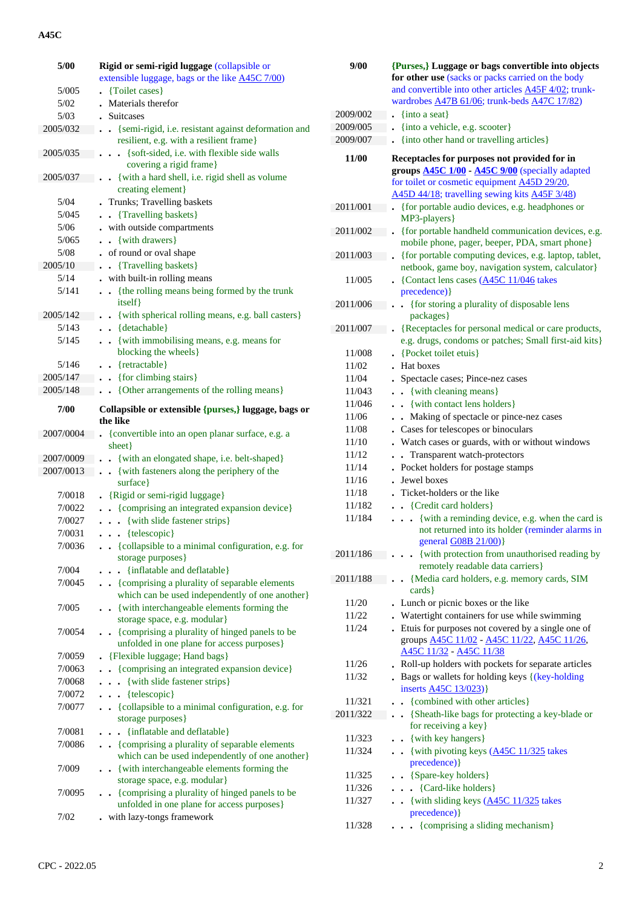| | |
|---|---|
| **5/00** | **Rigid or semi-rigid luggage** (collapsible or extensible luggage, bags or the like A45C 7/00) |
| 5/005 | . {Toilet cases} |
| 5/02 | . Materials therefor |
| 5/03 | . Suitcases |
| 2005/032 | . . {semi-rigid, i.e. resistant against deformation and resilient, e.g. with a resilient frame} |
| 2005/035 | . . . {soft-sided, i.e. with flexible side walls covering a rigid frame} |
| 2005/037 | . . {with a hard shell, i.e. rigid shell as volume creating element} |
| 5/04 | . Trunks; Travelling baskets |
| 5/045 | . . {Travelling baskets} |
| 5/06 | . with outside compartments |
| 5/065 | . . {with drawers} |
| 5/08 | . of round or oval shape |
| 2005/10 | . . {Travelling baskets} |
| 5/14 | . with built-in rolling means |
| 5/141 | . . {the rolling means being formed by the trunk itself} |
| 2005/142 | . . {with spherical rolling means, e.g. ball casters} |
| 5/143 | . . {detachable} |
| 5/145 | . . {with immobilising means, e.g. means for blocking the wheels} |
| 5/146 | . . {retractable} |
| 2005/147 | . . {for climbing stairs} |
| 2005/148 | . . {Other arrangements of the rolling means} |
| **7/00** | **Collapsible or extensible {purses,} luggage, bags or the like** |
| 2007/0004 | . {convertible into an open planar surface, e.g. a sheet} |
| 2007/0009 | . . {with an elongated shape, i.e. belt-shaped} |
| 2007/0013 | . . {with fasteners along the periphery of the surface} |
| 7/0018 | . {Rigid or semi-rigid luggage} |
| 7/0022 | . . {comprising an integrated expansion device} |
| 7/0027 | . . . {with slide fastener strips} |
| 7/0031 | . . . {telescopic} |
| 7/0036 | . . {collapsible to a minimal configuration, e.g. for storage purposes} |
| 7/004 | . . . {inflatable and deflatable} |
| 7/0045 | . . {comprising a plurality of separable elements which can be used independently of one another} |
| 7/005 | . . {with interchangeable elements forming the storage space, e.g. modular} |
| 7/0054 | . . {comprising a plurality of hinged panels to be unfolded in one plane for access purposes} |
| 7/0059 | . {Flexible luggage; Hand bags} |
| 7/0063 | . . {comprising an integrated expansion device} |
| 7/0068 | . . . {with slide fastener strips} |
| 7/0072 | . . . {telescopic} |
| 7/0077 | . . {collapsible to a minimal configuration, e.g. for storage purposes} |
| 7/0081 | . . . {inflatable and deflatable} |
| 7/0086 | . . {comprising a plurality of separable elements which can be used independently of one another} |
| 7/009 | . . {with interchangeable elements forming the storage space, e.g. modular} |
| 7/0095 | . . {comprising a plurality of hinged panels to be unfolded in one plane for access purposes} |
| 7/02 | . with lazy-tongs framework |
| **9/00** | **{Purses,} Luggage or bags convertible into objects for other use** (sacks or packs carried on the body and convertible into other articles A45F 4/02; trunk-wardrobes A47B 61/06; trunk-beds A47C 17/82) |
| 2009/002 | . {into a seat} |
| 2009/005 | . {into a vehicle, e.g. scooter} |
| 2009/007 | . {into other hand or travelling articles} |
| **11/00** | **Receptacles for purposes not provided for in groups A45C 1/00 - A45C 9/00** (specially adapted for toilet or cosmetic equipment A45D 29/20, A45D 44/18; travelling sewing kits A45F 3/48) |
| 2011/001 | . {for portable audio devices, e.g. headphones or MP3-players} |
| 2011/002 | . {for portable handheld communication devices, e.g. mobile phone, pager, beeper, PDA, smart phone} |
| 2011/003 | . {for portable computing devices, e.g. laptop, tablet, netbook, game boy, navigation system, calculator} |
| 11/005 | . {Contact lens cases (A45C 11/046 takes precedence)} |
| 2011/006 | . . {for storing a plurality of disposable lens packages} |
| 2011/007 | . {Receptacles for personal medical or care products, e.g. drugs, condoms or patches; Small first-aid kits} |
| 11/008 | . {Pocket toilet etuis} |
| 11/02 | . Hat boxes |
| 11/04 | . Spectacle cases; Pince-nez cases |
| 11/043 | . . {with cleaning means} |
| 11/046 | . . {with contact lens holders} |
| 11/06 | . . Making of spectacle or pince-nez cases |
| 11/08 | . Cases for telescopes or binoculars |
| 11/10 | . Watch cases or guards, with or without windows |
| 11/12 | . . Transparent watch-protectors |
| 11/14 | . Pocket holders for postage stamps |
| 11/16 | . Jewel boxes |
| 11/18 | . Ticket-holders or the like |
| 11/182 | . . {Credit card holders} |
| 11/184 | . . . {with a reminding device, e.g. when the card is not returned into its holder (reminder alarms in general G08B 21/00)} |
| 2011/186 | . . . {with protection from unauthorised reading by remotely readable data carriers} |
| 2011/188 | . . {Media card holders, e.g. memory cards, SIM cards} |
| 11/20 | . Lunch or picnic boxes or the like |
| 11/22 | . Watertight containers for use while swimming |
| 11/24 | . Etuis for purposes not covered by a single one of groups A45C 11/02 - A45C 11/22, A45C 11/26, A45C 11/32 - A45C 11/38 |
| 11/26 | . Roll-up holders with pockets for separate articles |
| 11/32 | . Bags or wallets for holding keys {(key-holding inserts A45C 13/023)} |
| 11/321 | . . {combined with other articles} |
| 2011/322 | . . {Sheath-like bags for protecting a key-blade or for receiving a key} |
| 11/323 | . . {with key hangers} |
| 11/324 | . . {with pivoting keys (A45C 11/325 takes precedence)} |
| 11/325 | . . {Spare-key holders} |
| 11/326 | . . . {Card-like holders} |
| 11/327 | . . {with sliding keys (A45C 11/325 takes precedence)} |
| 11/328 | . . . {comprising a sliding mechanism} |

CPC - 2022.05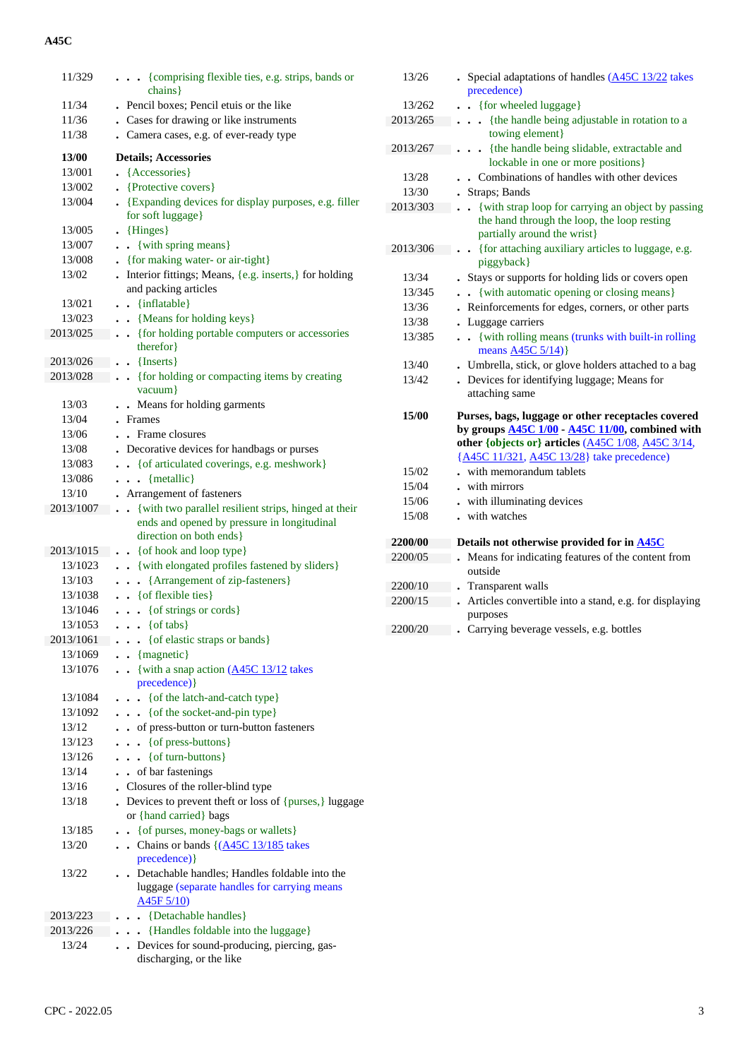| | |
|---|---|
| 11/329 | . . . {comprising flexible ties, e.g. strips, bands or chains} |
| 11/34 | . Pencil boxes; Pencil etuis or the like |
| 11/36 | . Cases for drawing or like instruments |
| 11/38 | . Camera cases, e.g. of ever-ready type |
| **13/00** | **Details; Accessories** |
| 13/001 | . {Accessories} |
| 13/002 | . {Protective covers} |
| 13/004 | . {Expanding devices for display purposes, e.g. filler for soft luggage} |
| 13/005 | . {Hinges} |
| 13/007 | . . {with spring means} |
| 13/008 | . {for making water- or air-tight} |
| 13/02 | . Interior fittings; Means, {e.g. inserts,} for holding and packing articles |
| 13/021 | . . {inflatable} |
| 13/023 | . . {Means for holding keys} |
| 2013/025 | . . {for holding portable computers or accessories therefor} |
| 2013/026 | . . {Inserts} |
| 2013/028 | . . {for holding or compacting items by creating vacuum} |
| 13/03 | . . Means for holding garments |
| 13/04 | . Frames |
| 13/06 | . . Frame closures |
| 13/08 | . Decorative devices for handbags or purses |
| 13/083 | . . {of articulated coverings, e.g. meshwork} |
| 13/086 | . . . {metallic} |
| 13/10 | . Arrangement of fasteners |
| 2013/1007 | . . {with two parallel resilient strips, hinged at their ends and opened by pressure in longitudinal direction on both ends} |
| 2013/1015 | . . {of hook and loop type} |
| 13/1023 | . . {with elongated profiles fastened by sliders} |
| 13/103 | . . . {Arrangement of zip-fasteners} |
| 13/1038 | . . {of flexible ties} |
| 13/1046 | . . . {of strings or cords} |
| 13/1053 | . . . {of tabs} |
| 2013/1061 | . . . {of elastic straps or bands} |
| 13/1069 | . . {magnetic} |
| 13/1076 | . . {with a snap action (A45C 13/12 takes precedence)} |
| 13/1084 | . . . {of the latch-and-catch type} |
| 13/1092 | . . . {of the socket-and-pin type} |
| 13/12 | . . of press-button or turn-button fasteners |
| 13/123 | . . . {of press-buttons} |
| 13/126 | . . . {of turn-buttons} |
| 13/14 | . . of bar fastenings |
| 13/16 | . Closures of the roller-blind type |
| 13/18 | . Devices to prevent theft or loss of {purses,} luggage or {hand carried} bags |
| 13/185 | . . {of purses, money-bags or wallets} |
| 13/20 | . . Chains or bands {(A45C 13/185 takes precedence)} |
| 13/22 | . . Detachable handles; Handles foldable into the luggage (separate handles for carrying means A45F 5/10) |
| 2013/223 | . . . {Detachable handles} |
| 2013/226 | . . . {Handles foldable into the luggage} |
| 13/24 | . . Devices for sound-producing, piercing, gas-discharging, or the like |
| 13/26 | . Special adaptations of handles (A45C 13/22 takes precedence) |
| 13/262 | . . {for wheeled luggage} |
| 2013/265 | . . . {the handle being adjustable in rotation to a towing element} |
| 2013/267 | . . . {the handle being slidable, extractable and lockable in one or more positions} |
| 13/28 | . . Combinations of handles with other devices |
| 13/30 | . Straps; Bands |
| 2013/303 | . . {with strap loop for carrying an object by passing the hand through the loop, the loop resting partially around the wrist} |
| 2013/306 | . . {for attaching auxiliary articles to luggage, e.g. piggyback} |
| 13/34 | . Stays or supports for holding lids or covers open |
| 13/345 | . . {with automatic opening or closing means} |
| 13/36 | . Reinforcements for edges, corners, or other parts |
| 13/38 | . Luggage carriers |
| 13/385 | . . {with rolling means (trunks with built-in rolling means A45C 5/14)} |
| 13/40 | . Umbrella, stick, or glove holders attached to a bag |
| 13/42 | . Devices for identifying luggage; Means for attaching same |
| **15/00** | **Purses, bags, luggage or other receptacles covered by groups A45C 1/00 - A45C 11/00, combined with other {objects or} articles** (A45C 1/08, A45C 3/14, {A45C 11/321, A45C 13/28} take precedence) |
| 15/02 | . with memorandum tablets |
| 15/04 | . with mirrors |
| 15/06 | . with illuminating devices |
| 15/08 | . with watches |
| **2200/00** | **Details not otherwise provided for in A45C** |
| 2200/05 | . Means for indicating features of the content from outside |
| 2200/10 | . Transparent walls |
| 2200/15 | . Articles convertible into a stand, e.g. for displaying purposes |
| 2200/20 | . Carrying beverage vessels, e.g. bottles |